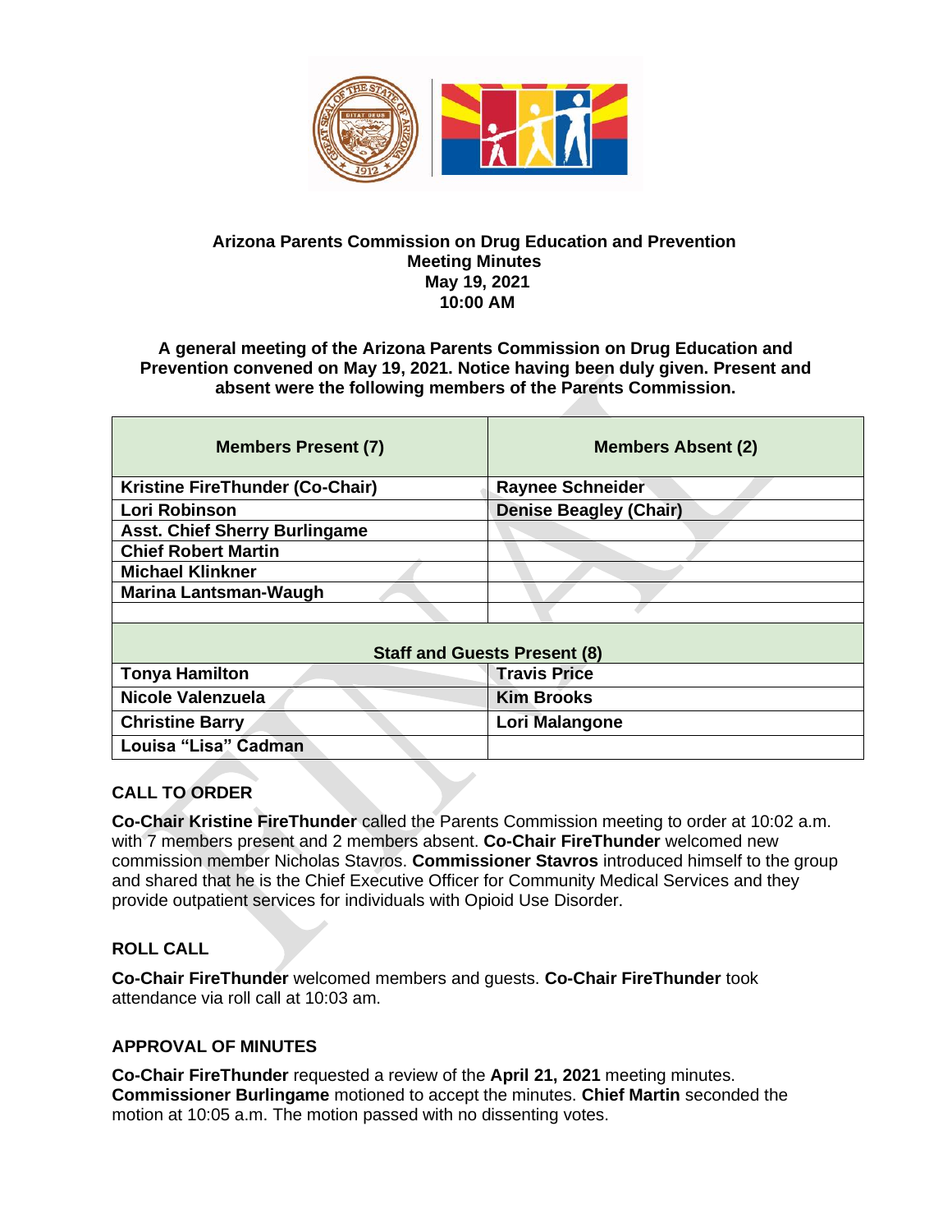**Arizona Parents Commission on Drug Education and Prevention**
**Meeting Minutes**
**May 19, 2021**
**10:00 AM**

**A general meeting of the Arizona Parents Commission on Drug Education and Prevention convened on May 19, 2021. Notice having been duly given. Present and absent were the following members of the Parents Commission.**

| Members Present (7) | Members Absent (2) |
|---|---|
| Kristine FireThunder (Co-Chair) | Raynee Schneider |
| Lori Robinson | Denise Beagley (Chair) |
| Asst. Chief Sherry Burlingame | |
| Chief Robert Martin | |
| Michael Klinkner | |
| Marina Lantsman-Waugh | |
| | |
| **Staff and Guests Present (8)** | |
| Tonya Hamilton | Travis Price |
| Nicole Valenzuela | Kim Brooks |
| Christine Barry | Lori Malangone |
| Louisa “Lisa” Cadman | |

## CALL TO ORDER

**Co-Chair Kristine FireThunder** called the Parents Commission meeting to order at 10:02 a.m. with 7 members present and 2 members absent. **Co-Chair FireThunder** welcomed new commission member Nicholas Stavros. **Commissioner Stavros** introduced himself to the group and shared that he is the Chief Executive Officer for Community Medical Services and they provide outpatient services for individuals with Opioid Use Disorder.

## ROLL CALL

**Co-Chair FireThunder** welcomed members and guests. **Co-Chair FireThunder** took attendance via roll call at 10:03 am.

## APPROVAL OF MINUTES

**Co-Chair FireThunder** requested a review of the **April 21, 2021** meeting minutes. **Commissioner Burlingame** motioned to accept the minutes. **Chief Martin** seconded the motion at 10:05 a.m. The motion passed with no dissenting votes.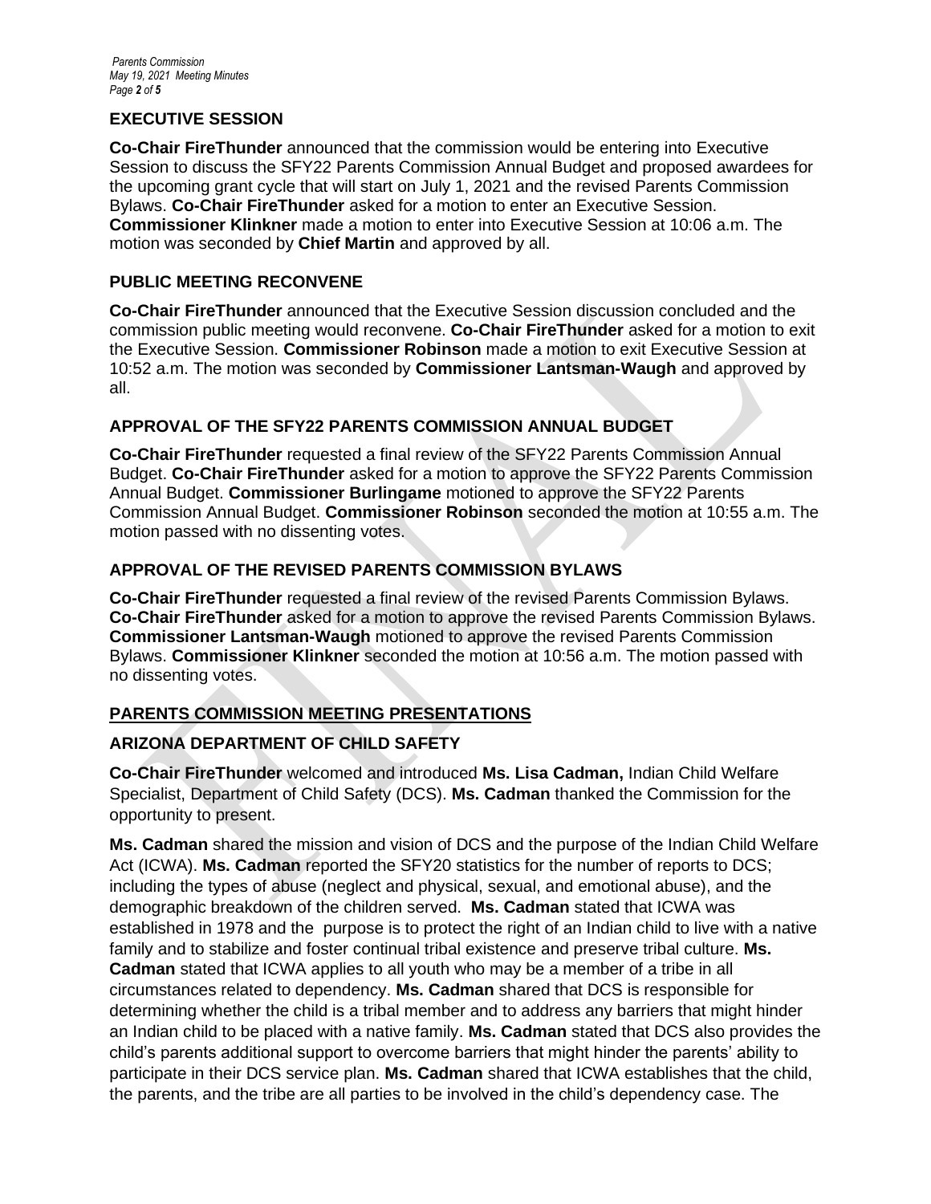## EXECUTIVE SESSION

**Co-Chair FireThunder** announced that the commission would be entering into Executive Session to discuss the SFY22 Parents Commission Annual Budget and proposed awardees for the upcoming grant cycle that will start on July 1, 2021 and the revised Parents Commission Bylaws. **Co-Chair FireThunder** asked for a motion to enter an Executive Session. **Commissioner Klinkner** made a motion to enter into Executive Session at 10:06 a.m. The motion was seconded by **Chief Martin** and approved by all.

## PUBLIC MEETING RECONVENE

**Co-Chair FireThunder** announced that the Executive Session discussion concluded and the commission public meeting would reconvene. **Co-Chair FireThunder** asked for a motion to exit the Executive Session. **Commissioner Robinson** made a motion to exit Executive Session at 10:52 a.m. The motion was seconded by **Commissioner Lantsman-Waugh** and approved by all.

## APPROVAL OF THE SFY22 PARENTS COMMISSION ANNUAL BUDGET

**Co-Chair FireThunder** requested a final review of the SFY22 Parents Commission Annual Budget. **Co-Chair FireThunder** asked for a motion to approve the SFY22 Parents Commission Annual Budget. **Commissioner Burlingame** motioned to approve the SFY22 Parents Commission Annual Budget. **Commissioner Robinson** seconded the motion at 10:55 a.m. The motion passed with no dissenting votes.

## APPROVAL OF THE REVISED PARENTS COMMISSION BYLAWS

**Co-Chair FireThunder** requested a final review of the revised Parents Commission Bylaws. **Co-Chair FireThunder** asked for a motion to approve the revised Parents Commission Bylaws. **Commissioner Lantsman-Waugh** motioned to approve the revised Parents Commission Bylaws. **Commissioner Klinkner** seconded the motion at 10:56 a.m. The motion passed with no dissenting votes.

## PARENTS COMMISSION MEETING PRESENTATIONS

## ARIZONA DEPARTMENT OF CHILD SAFETY

**Co-Chair FireThunder** welcomed and introduced **Ms. Lisa Cadman,** Indian Child Welfare Specialist, Department of Child Safety (DCS). **Ms. Cadman** thanked the Commission for the opportunity to present.

**Ms. Cadman** shared the mission and vision of DCS and the purpose of the Indian Child Welfare Act (ICWA). **Ms. Cadman** reported the SFY20 statistics for the number of reports to DCS; including the types of abuse (neglect and physical, sexual, and emotional abuse), and the demographic breakdown of the children served. **Ms. Cadman** stated that ICWA was established in 1978 and the purpose is to protect the right of an Indian child to live with a native family and to stabilize and foster continual tribal existence and preserve tribal culture. **Ms. Cadman** stated that ICWA applies to all youth who may be a member of a tribe in all circumstances related to dependency. **Ms. Cadman** shared that DCS is responsible for determining whether the child is a tribal member and to address any barriers that might hinder an Indian child to be placed with a native family. **Ms. Cadman** stated that DCS also provides the child's parents additional support to overcome barriers that might hinder the parents' ability to participate in their DCS service plan. **Ms. Cadman** shared that ICWA establishes that the child, the parents, and the tribe are all parties to be involved in the child's dependency case. The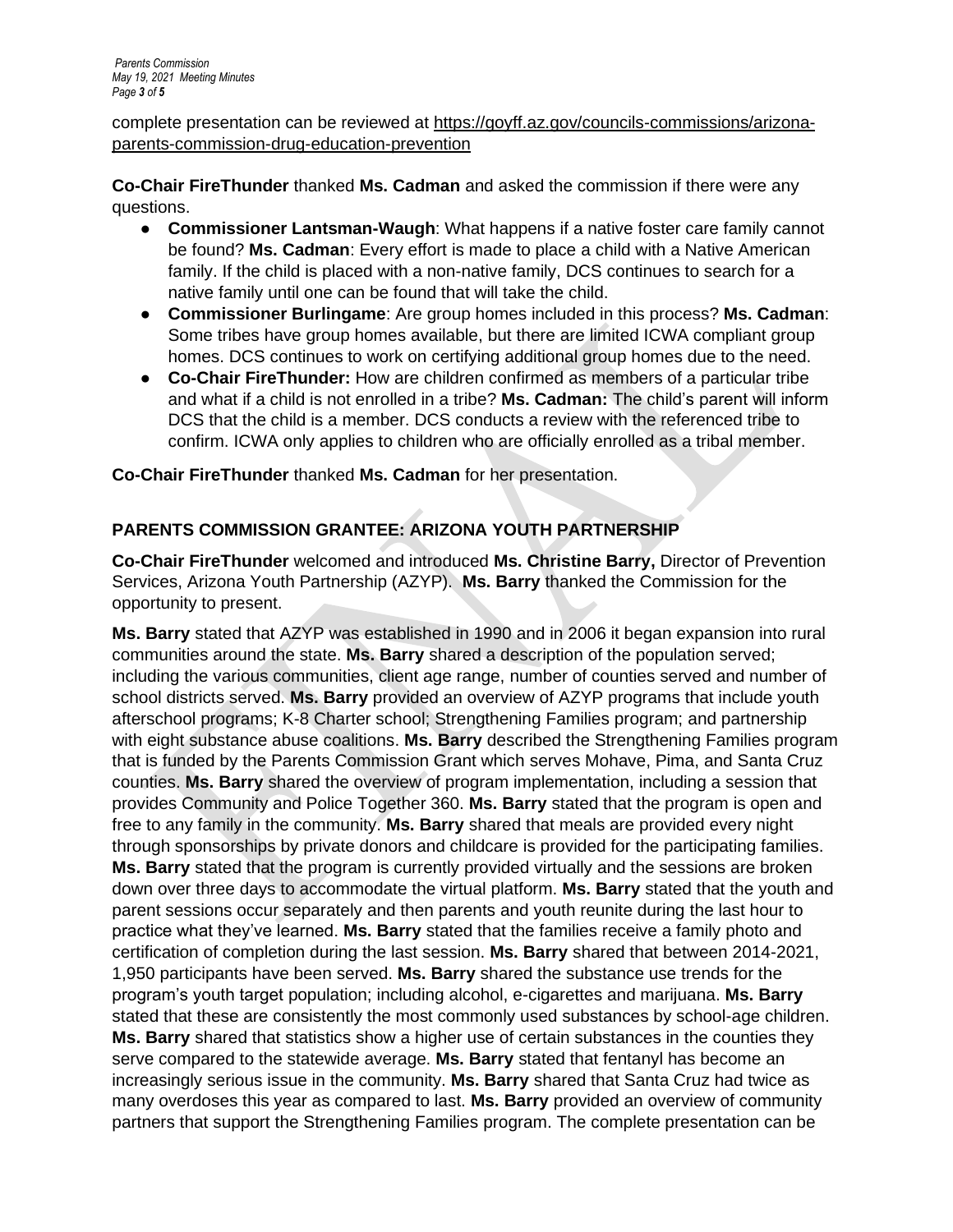complete presentation can be reviewed at https://goyff.az.gov/councils-commissions/arizona-parents-commission-drug-education-prevention

**Co-Chair FireThunder** thanked **Ms. Cadman** and asked the commission if there were any questions.

- **Commissioner Lantsman-Waugh**: What happens if a native foster care family cannot be found? **Ms. Cadman**: Every effort is made to place a child with a Native American family. If the child is placed with a non-native family, DCS continues to search for a native family until one can be found that will take the child.
- **Commissioner Burlingame**: Are group homes included in this process? **Ms. Cadman**: Some tribes have group homes available, but there are limited ICWA compliant group homes. DCS continues to work on certifying additional group homes due to the need.
- **Co-Chair FireThunder:** How are children confirmed as members of a particular tribe and what if a child is not enrolled in a tribe? **Ms. Cadman:** The child's parent will inform DCS that the child is a member. DCS conducts a review with the referenced tribe to confirm. ICWA only applies to children who are officially enrolled as a tribal member.

**Co-Chair FireThunder** thanked **Ms. Cadman** for her presentation.

## PARENTS COMMISSION GRANTEE: ARIZONA YOUTH PARTNERSHIP

**Co-Chair FireThunder** welcomed and introduced **Ms. Christine Barry,** Director of Prevention Services, Arizona Youth Partnership (AZYP). **Ms. Barry** thanked the Commission for the opportunity to present.

**Ms. Barry** stated that AZYP was established in 1990 and in 2006 it began expansion into rural communities around the state. **Ms. Barry** shared a description of the population served; including the various communities, client age range, number of counties served and number of school districts served. **Ms. Barry** provided an overview of AZYP programs that include youth afterschool programs; K-8 Charter school; Strengthening Families program; and partnership with eight substance abuse coalitions. **Ms. Barry** described the Strengthening Families program that is funded by the Parents Commission Grant which serves Mohave, Pima, and Santa Cruz counties. **Ms. Barry** shared the overview of program implementation, including a session that provides Community and Police Together 360. **Ms. Barry** stated that the program is open and free to any family in the community. **Ms. Barry** shared that meals are provided every night through sponsorships by private donors and childcare is provided for the participating families. **Ms. Barry** stated that the program is currently provided virtually and the sessions are broken down over three days to accommodate the virtual platform. **Ms. Barry** stated that the youth and parent sessions occur separately and then parents and youth reunite during the last hour to practice what they've learned. **Ms. Barry** stated that the families receive a family photo and certification of completion during the last session. **Ms. Barry** shared that between 2014-2021, 1,950 participants have been served. **Ms. Barry** shared the substance use trends for the program's youth target population; including alcohol, e-cigarettes and marijuana. **Ms. Barry** stated that these are consistently the most commonly used substances by school-age children. **Ms. Barry** shared that statistics show a higher use of certain substances in the counties they serve compared to the statewide average. **Ms. Barry** stated that fentanyl has become an increasingly serious issue in the community. **Ms. Barry** shared that Santa Cruz had twice as many overdoses this year as compared to last. **Ms. Barry** provided an overview of community partners that support the Strengthening Families program. The complete presentation can be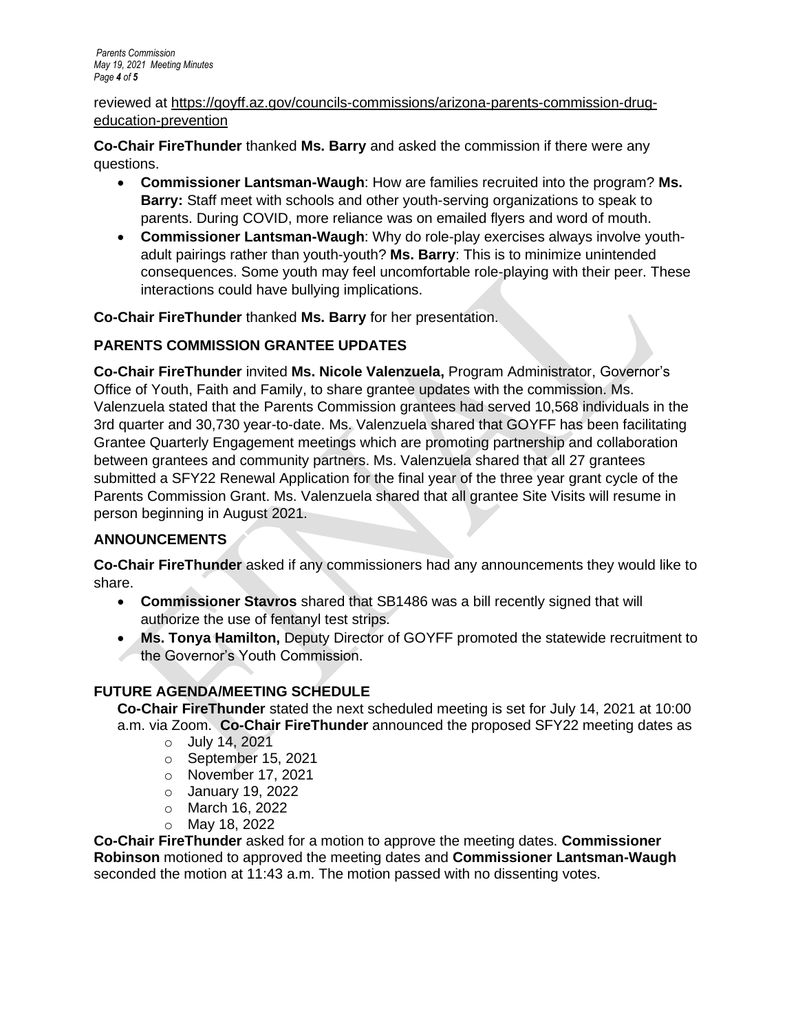reviewed at https://goyff.az.gov/councils-commissions/arizona-parents-commission-drug-education-prevention

**Co-Chair FireThunder** thanked **Ms. Barry** and asked the commission if there were any questions.

- **Commissioner Lantsman-Waugh**: How are families recruited into the program? **Ms. Barry:** Staff meet with schools and other youth-serving organizations to speak to parents. During COVID, more reliance was on emailed flyers and word of mouth.
- **Commissioner Lantsman-Waugh**: Why do role-play exercises always involve youth-adult pairings rather than youth-youth? **Ms. Barry**: This is to minimize unintended consequences. Some youth may feel uncomfortable role-playing with their peer. These interactions could have bullying implications.

**Co-Chair FireThunder** thanked **Ms. Barry** for her presentation.

## PARENTS COMMISSION GRANTEE UPDATES

**Co-Chair FireThunder** invited **Ms. Nicole Valenzuela,** Program Administrator, Governor's Office of Youth, Faith and Family, to share grantee updates with the commission. Ms. Valenzuela stated that the Parents Commission grantees had served 10,568 individuals in the 3rd quarter and 30,730 year-to-date. Ms. Valenzuela shared that GOYFF has been facilitating Grantee Quarterly Engagement meetings which are promoting partnership and collaboration between grantees and community partners. Ms. Valenzuela shared that all 27 grantees submitted a SFY22 Renewal Application for the final year of the three year grant cycle of the Parents Commission Grant. Ms. Valenzuela shared that all grantee Site Visits will resume in person beginning in August 2021.

## ANNOUNCEMENTS

**Co-Chair FireThunder** asked if any commissioners had any announcements they would like to share.

- **Commissioner Stavros** shared that SB1486 was a bill recently signed that will authorize the use of fentanyl test strips.
- **Ms. Tonya Hamilton,** Deputy Director of GOYFF promoted the statewide recruitment to the Governor's Youth Commission.

## FUTURE AGENDA/MEETING SCHEDULE

**Co-Chair FireThunder** stated the next scheduled meeting is set for July 14, 2021 at 10:00 a.m. via Zoom. **Co-Chair FireThunder** announced the proposed SFY22 meeting dates as

- July 14, 2021
- September 15, 2021
- November 17, 2021
- January 19, 2022
- March 16, 2022
- May 18, 2022

**Co-Chair FireThunder** asked for a motion to approve the meeting dates. **Commissioner Robinson** motioned to approved the meeting dates and **Commissioner Lantsman-Waugh** seconded the motion at 11:43 a.m. The motion passed with no dissenting votes.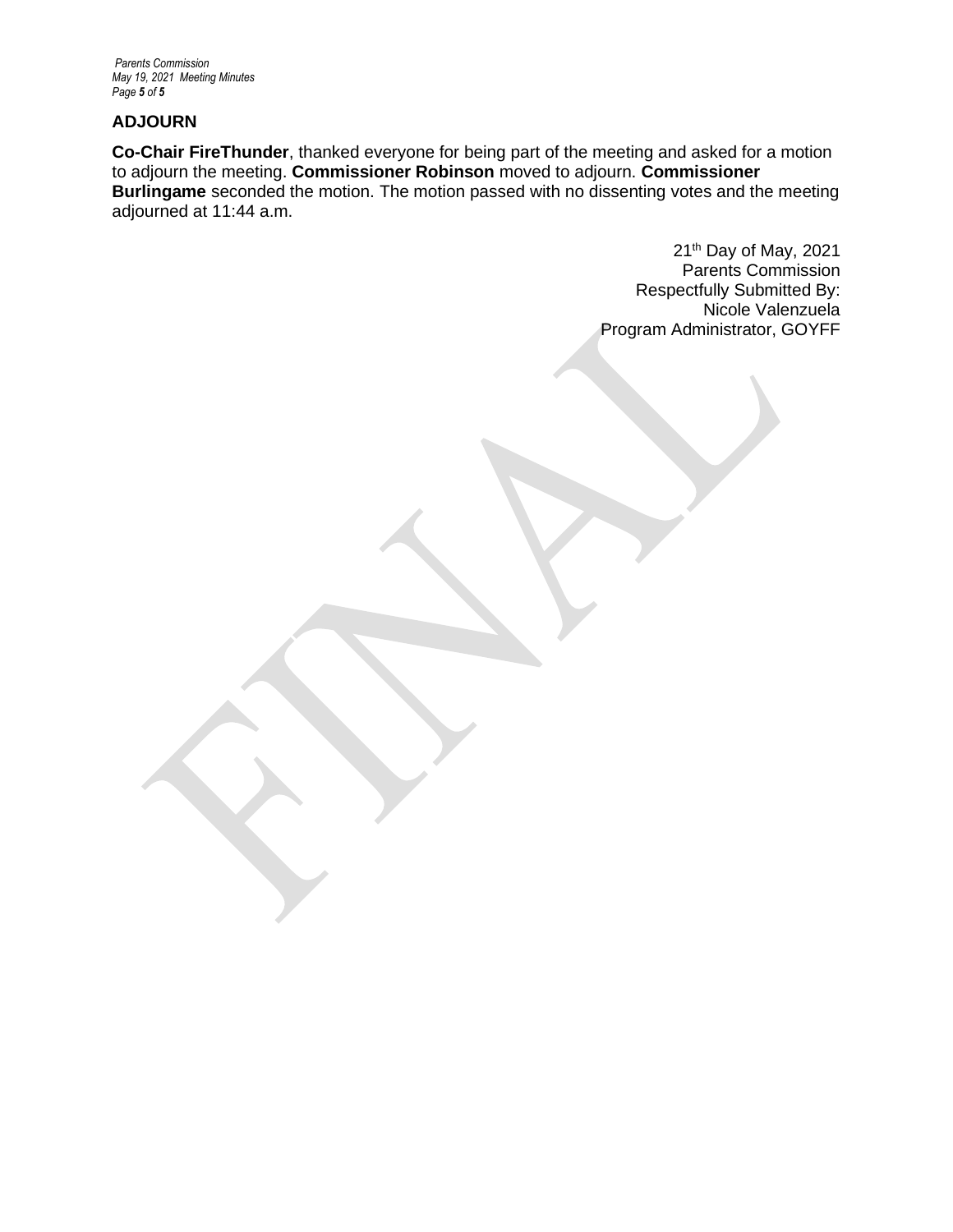## ADJOURN

**Co-Chair FireThunder**, thanked everyone for being part of the meeting and asked for a motion to adjourn the meeting. **Commissioner Robinson** moved to adjourn. **Commissioner Burlingame** seconded the motion. The motion passed with no dissenting votes and the meeting adjourned at 11:44 a.m.

21th Day of May, 2021
Parents Commission
Respectfully Submitted By:
Nicole Valenzuela
Program Administrator, GOYFF